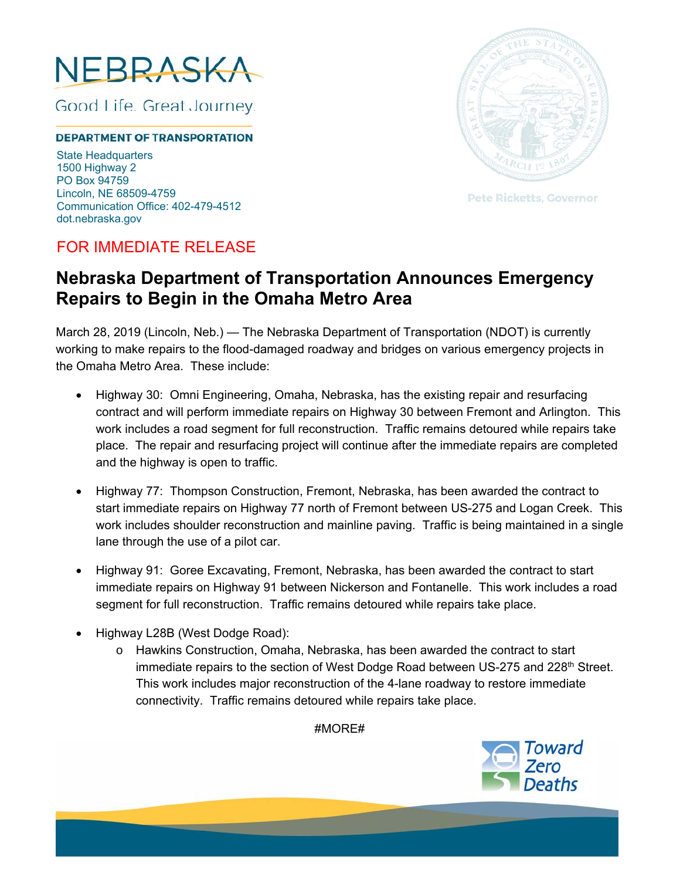NEBRASKA

Good Life. Great Journey.

**DEPARTMENT OF TRANSPORTATION**

State Headquarters
1500 Highway 2
PO Box 94759
Lincoln, NE 68509-4759
Communication Office: 402-479-4512
dot.nebraska.gov

Pete Ricketts, Governor

FOR IMMEDIATE RELEASE

# Nebraska Department of Transportation Announces Emergency Repairs to Begin in the Omaha Metro Area

March 28, 2019 (Lincoln, Neb.) — The Nebraska Department of Transportation (NDOT) is currently working to make repairs to the flood-damaged roadway and bridges on various emergency projects in the Omaha Metro Area. These include:

- Highway 30: Omni Engineering, Omaha, Nebraska, has the existing repair and resurfacing contract and will perform immediate repairs on Highway 30 between Fremont and Arlington. This work includes a road segment for full reconstruction. Traffic remains detoured while repairs take place. The repair and resurfacing project will continue after the immediate repairs are completed and the highway is open to traffic.

- Highway 77: Thompson Construction, Fremont, Nebraska, has been awarded the contract to start immediate repairs on Highway 77 north of Fremont between US-275 and Logan Creek. This work includes shoulder reconstruction and mainline paving. Traffic is being maintained in a single lane through the use of a pilot car.

- Highway 91: Goree Excavating, Fremont, Nebraska, has been awarded the contract to start immediate repairs on Highway 91 between Nickerson and Fontanelle. This work includes a road segment for full reconstruction. Traffic remains detoured while repairs take place.

- Highway L28B (West Dodge Road):
  - Hawkins Construction, Omaha, Nebraska, has been awarded the contract to start immediate repairs to the section of West Dodge Road between US-275 and 228th Street. This work includes major reconstruction of the 4-lane roadway to restore immediate connectivity. Traffic remains detoured while repairs take place.

#MORE#

Toward Zero Deaths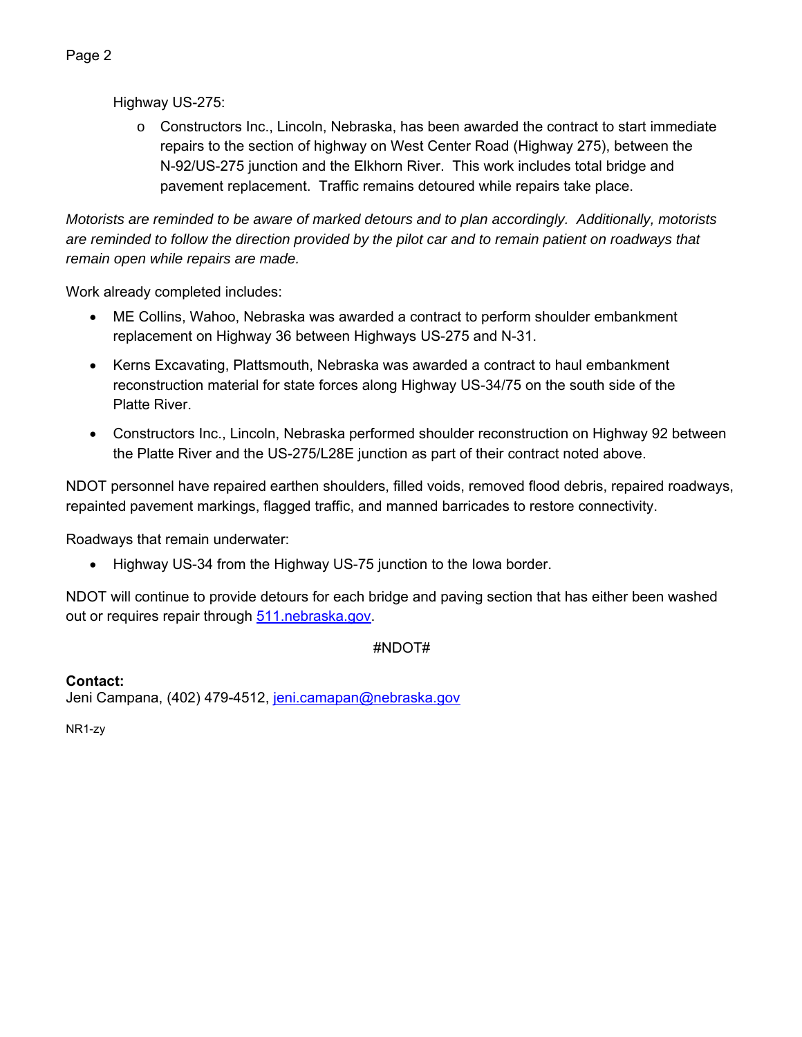Highway US-275:

- Constructors Inc., Lincoln, Nebraska, has been awarded the contract to start immediate repairs to the section of highway on West Center Road (Highway 275), between the N-92/US-275 junction and the Elkhorn River. This work includes total bridge and pavement replacement. Traffic remains detoured while repairs take place.

*Motorists are reminded to be aware of marked detours and to plan accordingly. Additionally, motorists are reminded to follow the direction provided by the pilot car and to remain patient on roadways that remain open while repairs are made.*

Work already completed includes:

- ME Collins, Wahoo, Nebraska was awarded a contract to perform shoulder embankment replacement on Highway 36 between Highways US-275 and N-31.
- Kerns Excavating, Plattsmouth, Nebraska was awarded a contract to haul embankment reconstruction material for state forces along Highway US-34/75 on the south side of the Platte River.
- Constructors Inc., Lincoln, Nebraska performed shoulder reconstruction on Highway 92 between the Platte River and the US-275/L28E junction as part of their contract noted above.

NDOT personnel have repaired earthen shoulders, filled voids, removed flood debris, repaired roadways, repainted pavement markings, flagged traffic, and manned barricades to restore connectivity.

Roadways that remain underwater:

- Highway US-34 from the Highway US-75 junction to the Iowa border.

NDOT will continue to provide detours for each bridge and paving section that has either been washed out or requires repair through [511.nebraska.gov](511.nebraska.gov).

#NDOT#

**Contact:**
Jeni Campana, (402) 479-4512, [jeni.camapan@nebraska.gov](mailto:jeni.camapan@nebraska.gov)

NR1-zy